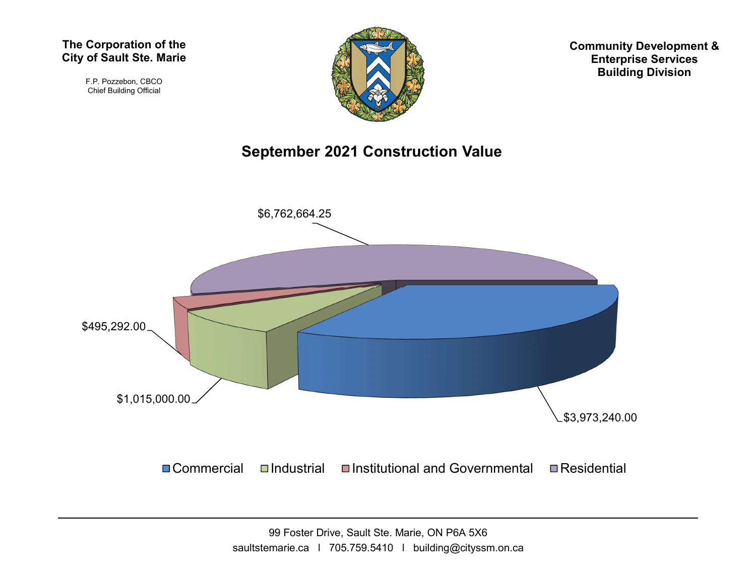**The Corporation of the City of Sault Ste. Marie**

F.P. Pozzebon, CBCO
Chief Building Official

**Community Development & Enterprise Services Building Division**

## September 2021 Construction Value

$6,762,664.25

$495,292.00

$1,015,000.00

$3,973,240.00

Commercial | Industrial | Institutional and Governmental | Residential

---

99 Foster Drive, Sault Ste. Marie, ON P6A 5X6

saultstemarie.ca | 705.759.5410 | building@cityssm.on.ca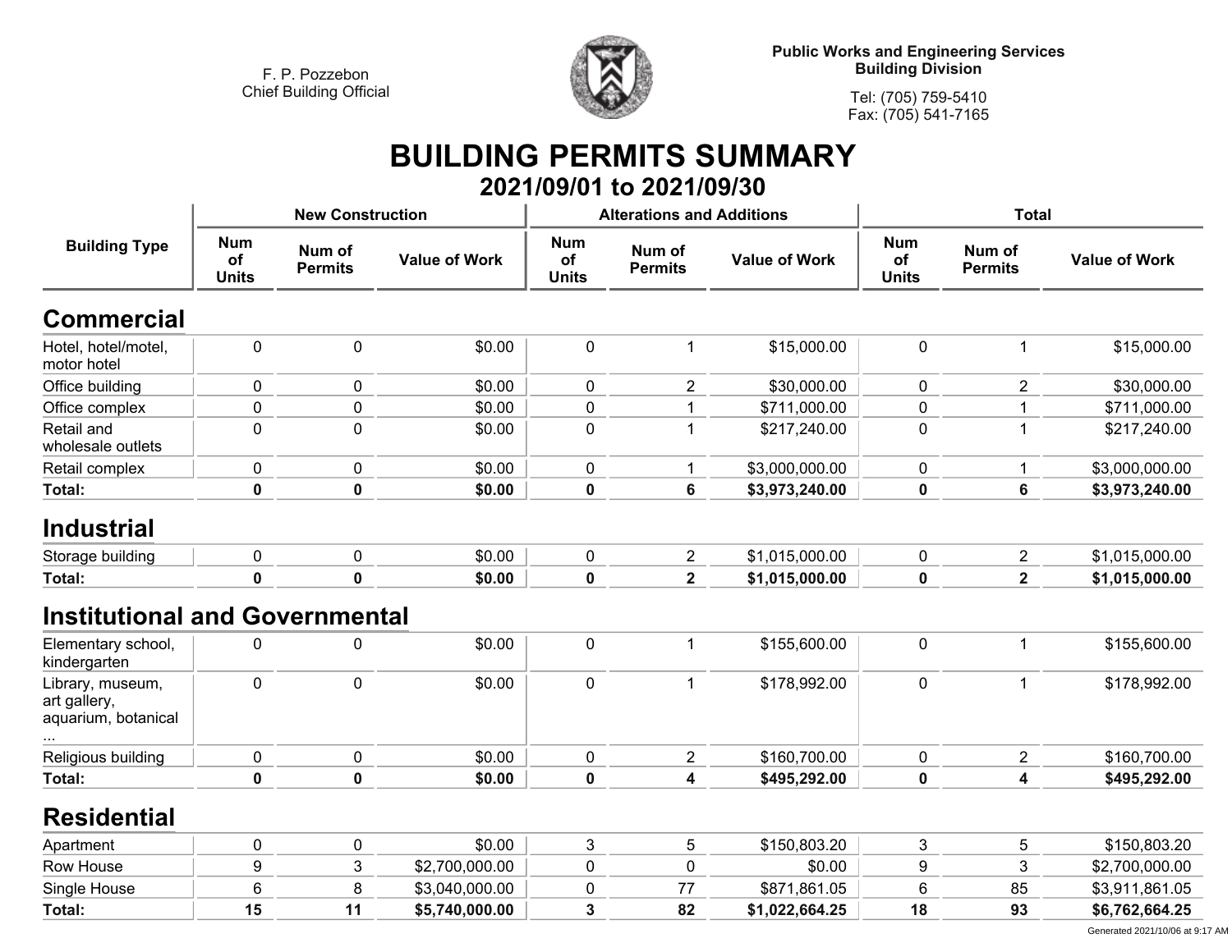F. P. Pozzebon
Chief Building Official

**Public Works and Engineering Services**
**Building Division**

Tel: (705) 759-5410
Fax: (705) 541-7165

# BUILDING PERMITS SUMMARY

## 2021/09/01 to 2021/09/30

| Building Type | New Construction | | | Alterations and Additions | | | Total | | |
|---|---|---|---|---|---|---|---|---|---|
| | Num of Units | Num of Permits | Value of Work | Num of Units | Num of Permits | Value of Work | Num of Units | Num of Permits | Value of Work |
| **Commercial** | | | | | | | | | |
| Hotel, hotel/motel, motor hotel | 0 | 0 | $0.00 | 0 | 1 | $15,000.00 | 0 | 1 | $15,000.00 |
| Office building | 0 | 0 | $0.00 | 0 | 2 | $30,000.00 | 0 | 2 | $30,000.00 |
| Office complex | 0 | 0 | $0.00 | 0 | 1 | $711,000.00 | 0 | 1 | $711,000.00 |
| Retail and wholesale outlets | 0 | 0 | $0.00 | 0 | 1 | $217,240.00 | 0 | 1 | $217,240.00 |
| Retail complex | 0 | 0 | $0.00 | 0 | 1 | $3,000,000.00 | 0 | 1 | $3,000,000.00 |
| **Total:** | **0** | **0** | **$0.00** | **0** | **6** | **$3,973,240.00** | **0** | **6** | **$3,973,240.00** |
| **Industrial** | | | | | | | | | |
| Storage building | 0 | 0 | $0.00 | 0 | 2 | $1,015,000.00 | 0 | 2 | $1,015,000.00 |
| **Total:** | **0** | **0** | **$0.00** | **0** | **2** | **$1,015,000.00** | **0** | **2** | **$1,015,000.00** |
| **Institutional and Governmental** | | | | | | | | | |
| Elementary school, kindergarten | 0 | 0 | $0.00 | 0 | 1 | $155,600.00 | 0 | 1 | $155,600.00 |
| Library, museum, art gallery, aquarium, botanical ... | 0 | 0 | $0.00 | 0 | 1 | $178,992.00 | 0 | 1 | $178,992.00 |
| Religious building | 0 | 0 | $0.00 | 0 | 2 | $160,700.00 | 0 | 2 | $160,700.00 |
| **Total:** | **0** | **0** | **$0.00** | **0** | **4** | **$495,292.00** | **0** | **4** | **$495,292.00** |
| **Residential** | | | | | | | | | |
| Apartment | 0 | 0 | $0.00 | 3 | 5 | $150,803.20 | 3 | 5 | $150,803.20 |
| Row House | 9 | 3 | $2,700,000.00 | 0 | 0 | $0.00 | 9 | 3 | $2,700,000.00 |
| Single House | 6 | 8 | $3,040,000.00 | 0 | 77 | $871,861.05 | 6 | 85 | $3,911,861.05 |
| **Total:** | **15** | **11** | **$5,740,000.00** | **3** | **82** | **$1,022,664.25** | **18** | **93** | **$6,762,664.25** |

Generated 2021/10/06 at 9:17 AM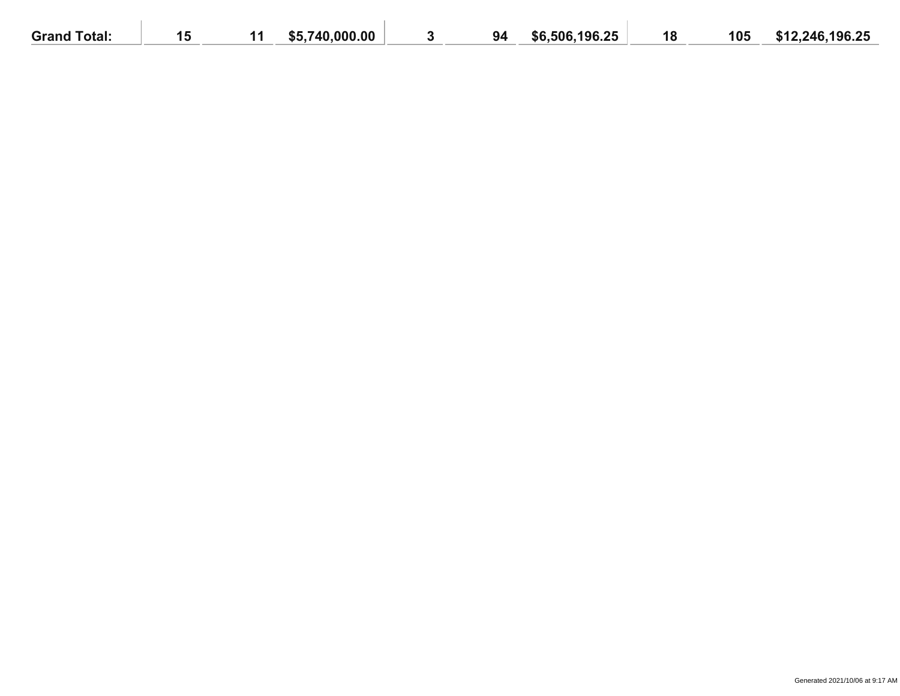| Grand Total: | 15 | 11 | $5,740,000.00 | 3 | 94 | $6,506,196.25 | 18 | 105 | $12,246,196.25 |
|---|---|---|---|---|---|---|---|---|---|

Generated 2021/10/06 at 9:17 AM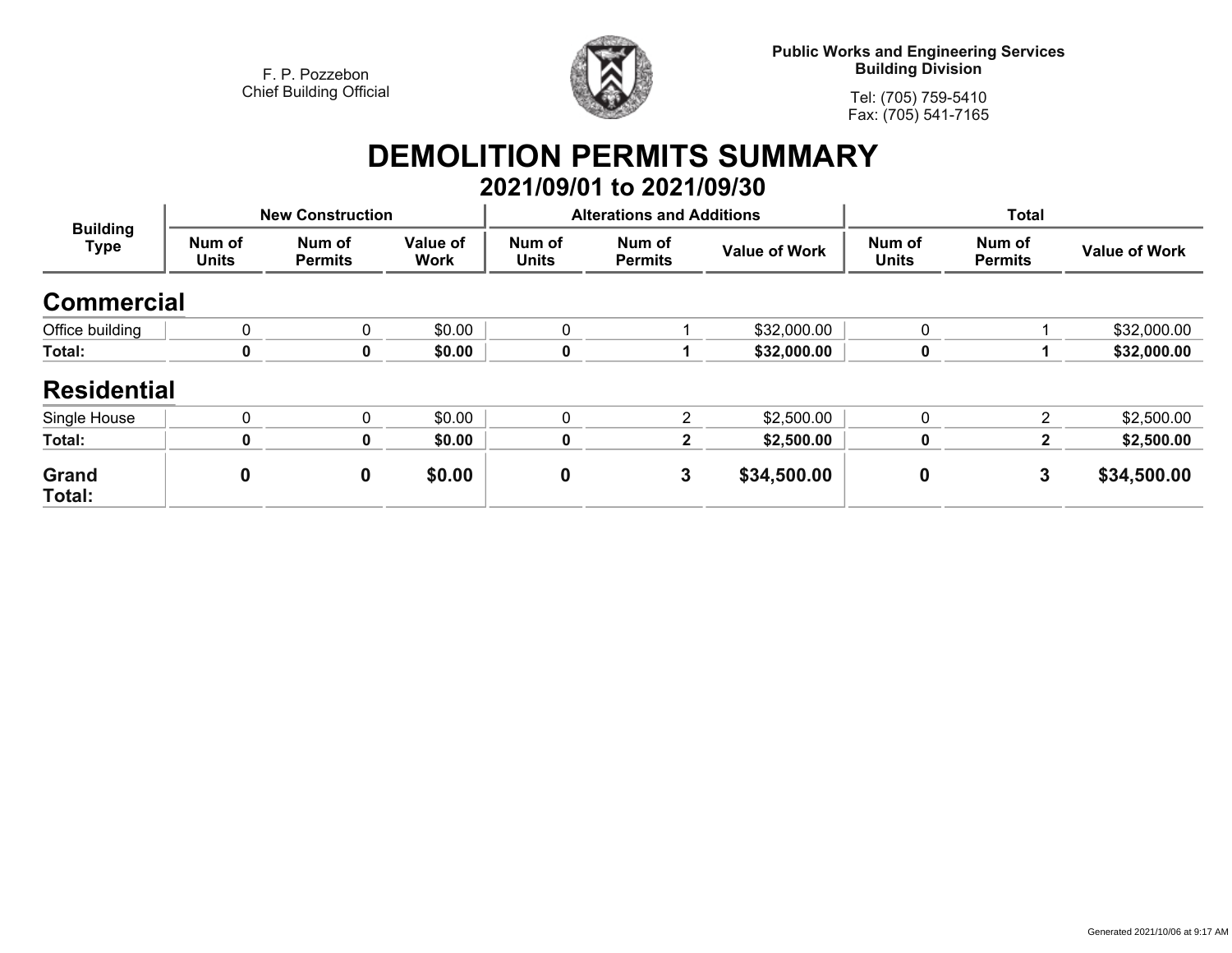F. P. Pozzebon
Chief Building Official

**Public Works and Engineering Services**
**Building Division**

Tel: (705) 759-5410
Fax: (705) 541-7165

# DEMOLITION PERMITS SUMMARY

## 2021/09/01 to 2021/09/30

| Building Type | New Construction | | | Alterations and Additions | | | Total | | |
|---|---|---|---|---|---|---|---|---|---|
| | Num of Units | Num of Permits | Value of Work | Num of Units | Num of Permits | Value of Work | Num of Units | Num of Permits | Value of Work |
| **Commercial** | | | | | | | | | |
| Office building | 0 | 0 | $0.00 | 0 | 1 | $32,000.00 | 0 | 1 | $32,000.00 |
| **Total:** | **0** | **0** | **$0.00** | **0** | **1** | **$32,000.00** | **0** | **1** | **$32,000.00** |
| **Residential** | | | | | | | | | |
| Single House | 0 | 0 | $0.00 | 0 | 2 | $2,500.00 | 0 | 2 | $2,500.00 |
| **Total:** | **0** | **0** | **$0.00** | **0** | **2** | **$2,500.00** | **0** | **2** | **$2,500.00** |
| **Grand Total:** | **0** | **0** | **$0.00** | **0** | **3** | **$34,500.00** | **0** | **3** | **$34,500.00** |

Generated 2021/10/06 at 9:17 AM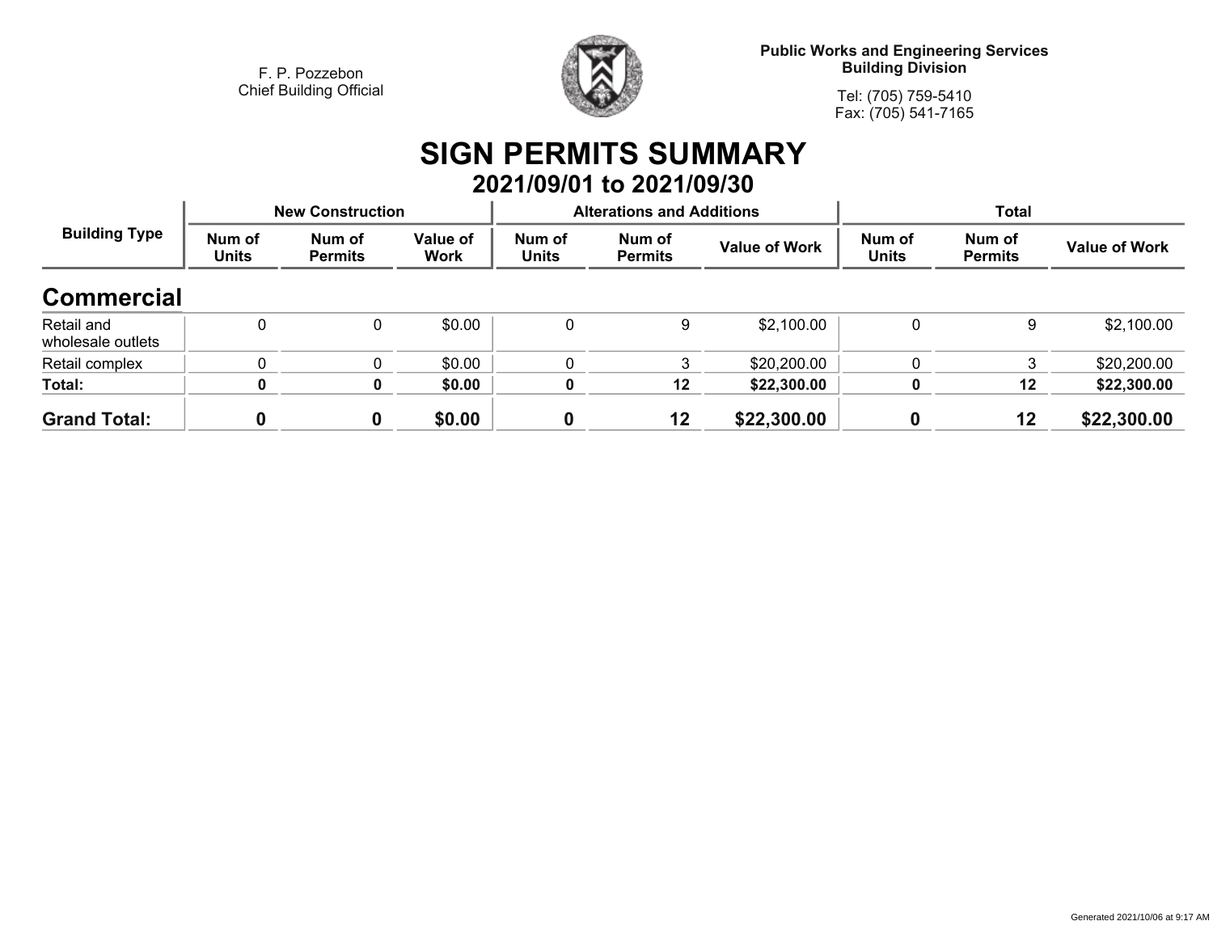F. P. Pozzebon
Chief Building Official

**Public Works and Engineering Services**
**Building Division**

Tel: (705) 759-5410
Fax: (705) 541-7165

# SIGN PERMITS SUMMARY

## 2021/09/01 to 2021/09/30

| Building Type | New Construction | | | Alterations and Additions | | | Total | | |
|---|---|---|---|---|---|---|---|---|---|
| | Num of Units | Num of Permits | Value of Work | Num of Units | Num of Permits | Value of Work | Num of Units | Num of Permits | Value of Work |
| **Commercial** | | | | | | | | | |
| Retail and wholesale outlets | 0 | 0 | $0.00 | 0 | 9 | $2,100.00 | 0 | 9 | $2,100.00 |
| Retail complex | 0 | 0 | $0.00 | 0 | 3 | $20,200.00 | 0 | 3 | $20,200.00 |
| **Total:** | **0** | **0** | **$0.00** | **0** | **12** | **$22,300.00** | **0** | **12** | **$22,300.00** |
| **Grand Total:** | **0** | **0** | **$0.00** | **0** | **12** | **$22,300.00** | **0** | **12** | **$22,300.00** |

Generated 2021/10/06 at 9:17 AM